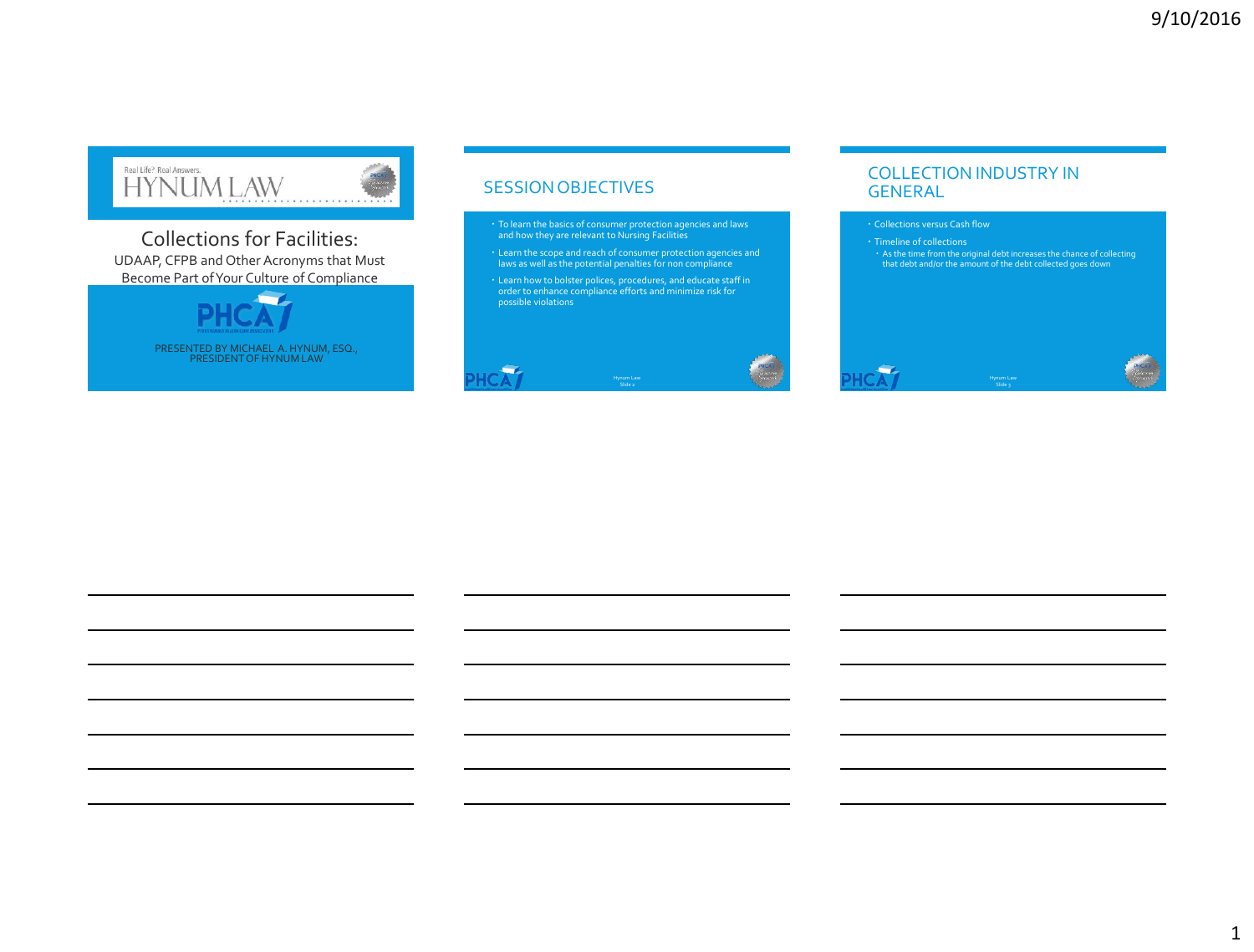Real Life? Real Answers.

HYNUM LAW

# Collections for Facilities:

UDAAP, CFPB and Other Acronyms that Must Become Part of Your Culture of Compliance

PHCA

PRESENTED BY MICHAEL A. HYNUM, ESQ., PRESIDENT OF HYNUM LAW

## SESSION OBJECTIVES

- To learn the basics of consumer protection agencies and laws and how they are relevant to Nursing Facilities
- Learn the scope and reach of consumer protection agencies and laws as well as the potential penalties for non compliance
- Learn how to bolster polices, procedures, and educate staff in order to enhance compliance efforts and minimize risk for possible violations

Hynum Law
Slide 2

## COLLECTION INDUSTRY IN GENERAL

- Collections versus Cash flow
- Timeline of collections
  - As the time from the original debt increases the chance of collecting that debt and/or the amount of the debt collected goes down

Hynum Law
Slide 3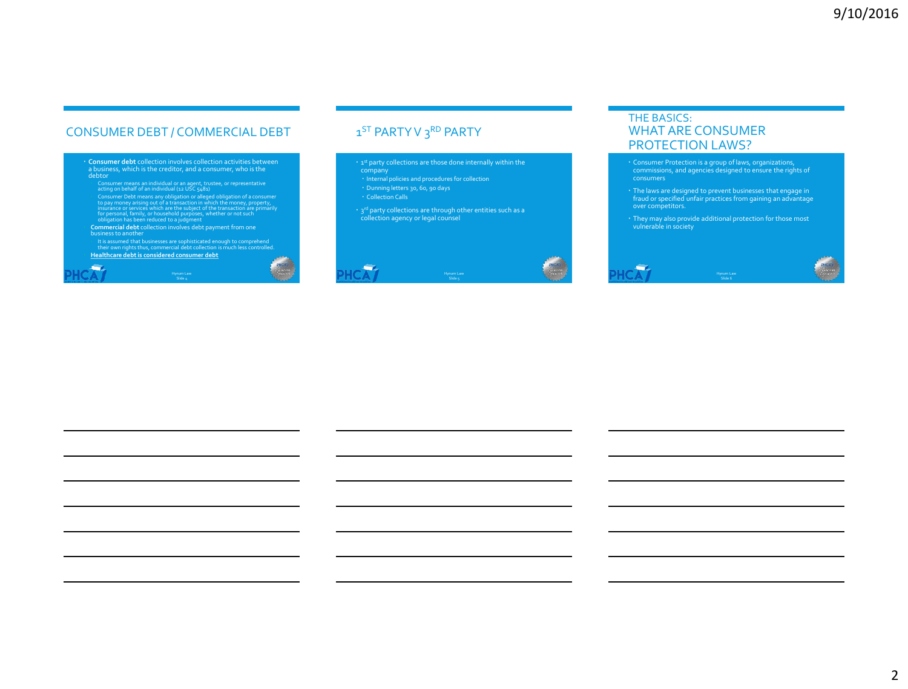## CONSUMER DEBT / COMMERCIAL DEBT

- **Consumer debt** collection involves collection activities between a business, which is the creditor, and a consumer, who is the debtor
  - Consumer means an individual or an agent, trustee, or representative acting on behalf of an individual (12 USC 5481)
  - Consumer Debt means any obligation or alleged obligation of a consumer to pay money arising out of a transaction in which the money, property, insurance or services which are the subject of the transaction are primarily for personal, family, or household purposes, whether or not such obligation has been reduced to a judgment
- **Commercial debt** collection involves debt payment from one business to another
  - It is assumed that businesses are sophisticated enough to comprehend their own rights thus, commercial debt collection is much less controlled.
- **Healthcare debt is considered consumer debt**

Hynum Law
Slide 4

## 1ST PARTY V 3RD PARTY

- 1st party collections are those done internally within the company
  - Internal policies and procedures for collection
  - Dunning letters 30, 60, 90 days
  - Collection Calls
- 3rd party collections are through other entities such as a collection agency or legal counsel

Hynum Law
Slide 5

## THE BASICS: WHAT ARE CONSUMER PROTECTION LAWS?

- Consumer Protection is a group of laws, organizations, commissions, and agencies designed to ensure the rights of consumers
- The laws are designed to prevent businesses that engage in fraud or specified unfair practices from gaining an advantage over competitors.
- They may also provide additional protection for those most vulnerable in society

Hynum Law
Slide 6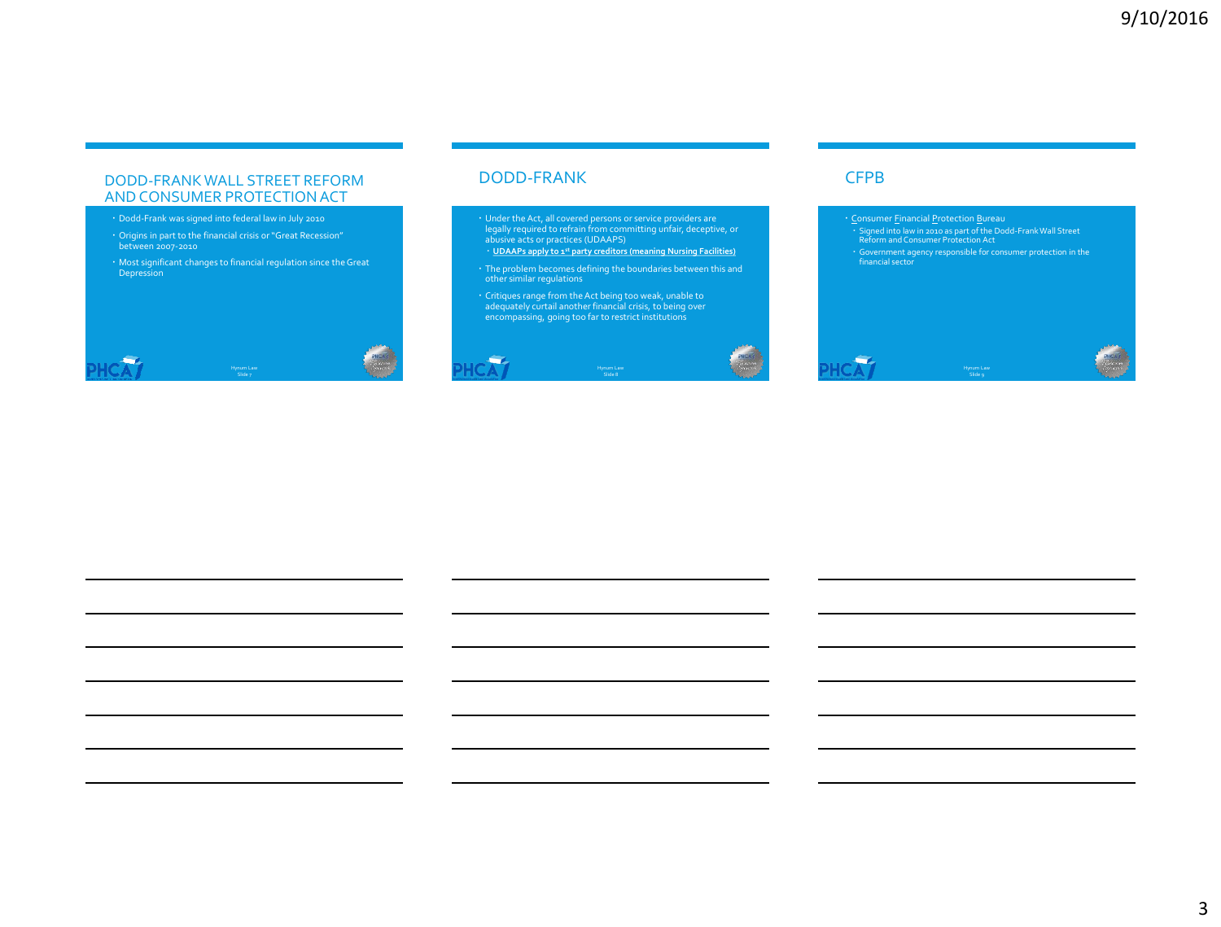## DODD-FRANK WALL STREET REFORM AND CONSUMER PROTECTION ACT

- Dodd-Frank was signed into federal law in July 2010
- Origins in part to the financial crisis or "Great Recession" between 2007-2010
- Most significant changes to financial regulation since the Great Depression

## DODD-FRANK

- Under the Act, all covered persons or service providers are legally required to refrain from committing unfair, deceptive, or abusive acts or practices (UDAAPS)
  - **UDAAPs apply to 1st party creditors (meaning Nursing Facilities)**
- The problem becomes defining the boundaries between this and other similar regulations
- Critiques range from the Act being too weak, unable to adequately curtail another financial crisis, to being over encompassing, going too far to restrict institutions

## CFPB

- Consumer Financial Protection Bureau
  - Signed into law in 2010 as part of the Dodd-Frank Wall Street Reform and Consumer Protection Act
  - Government agency responsible for consumer protection in the financial sector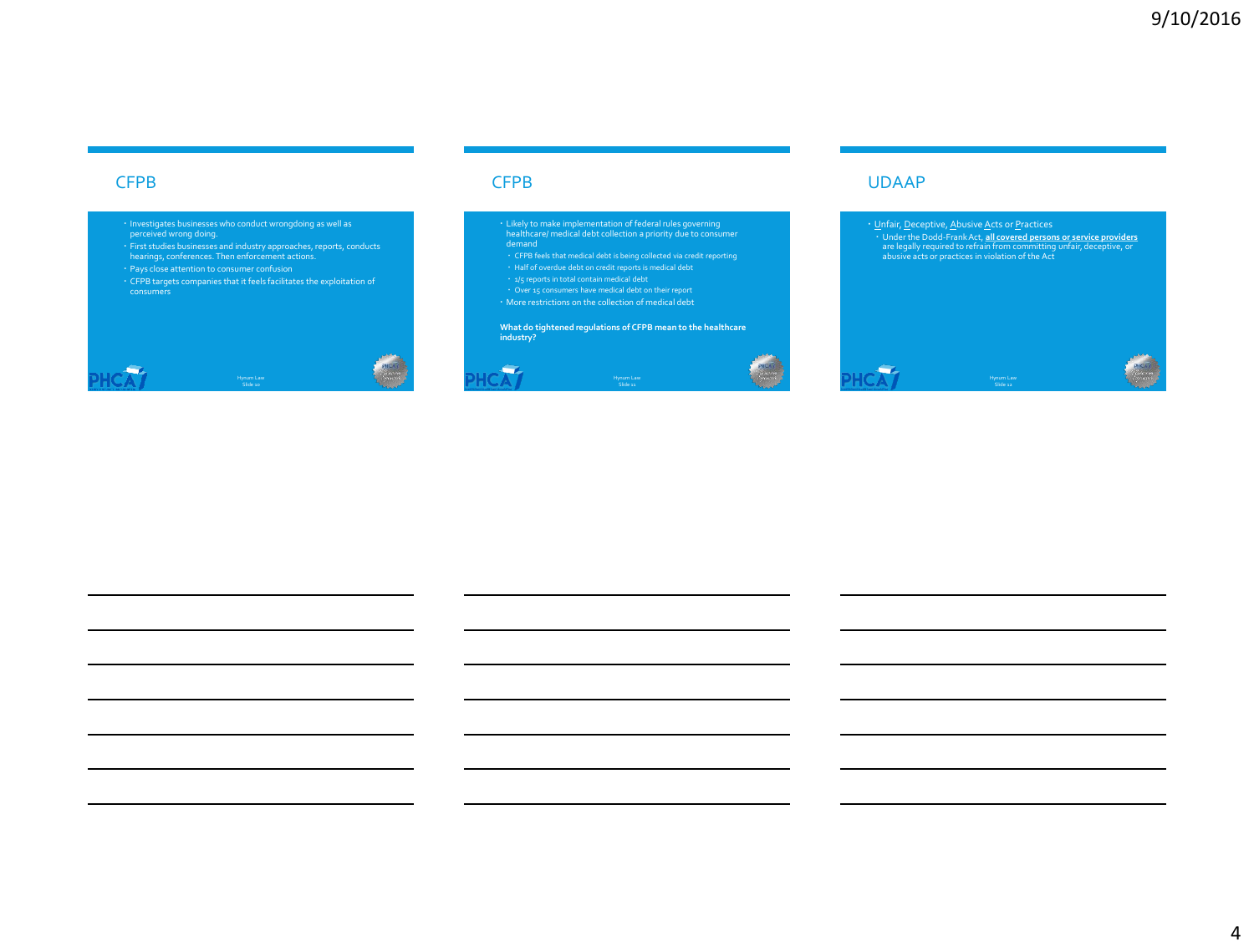## CFPB

- Investigates businesses who conduct wrongdoing as well as perceived wrong doing.
- First studies businesses and industry approaches, reports, conducts hearings, conferences. Then enforcement actions.
- Pays close attention to consumer confusion
- CFPB targets companies that it feels facilitates the exploitation of consumers

## CFPB

- Likely to make implementation of federal rules governing healthcare/ medical debt collection a priority due to consumer demand
  - CFPB feels that medical debt is being collected via credit reporting
  - Half of overdue debt on credit reports is medical debt
  - 1/5 reports in total contain medical debt
  - Over 15 consumers have medical debt on their report
- More restrictions on the collection of medical debt

**What do tightened regulations of CFPB mean to the healthcare industry?**

## UDAAP

- Unfair, Deceptive, Abusive Acts or Practices
  - Under the Dodd-Frank Act, **all covered persons or service providers** are legally required to refrain from committing unfair, deceptive, or abusive acts or practices in violation of the Act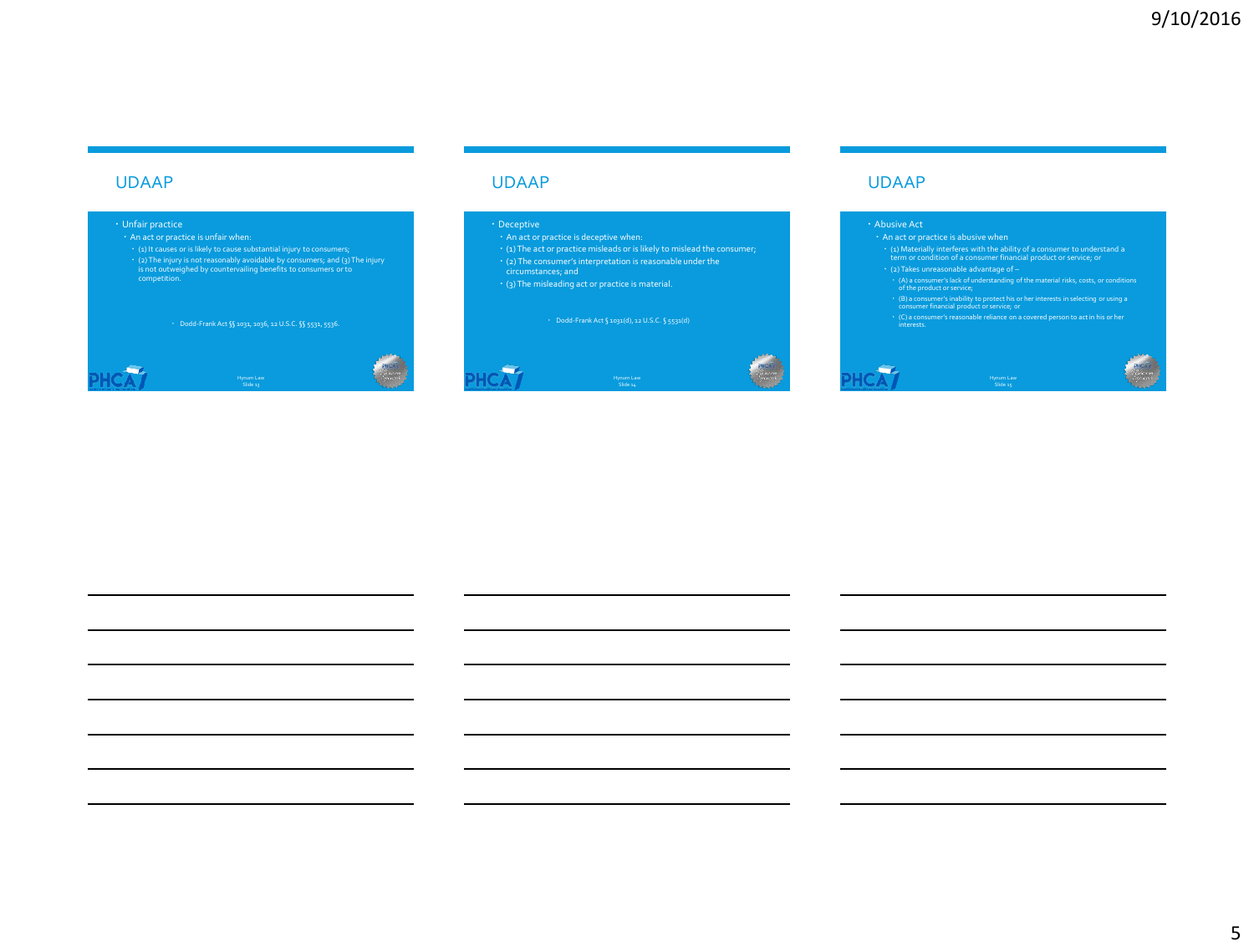## UDAAP

- Unfair practice
  - An act or practice is unfair when:
    - (1) It causes or is likely to cause substantial injury to consumers;
    - (2) The injury is not reasonably avoidable by consumers; and (3) The injury is not outweighed by countervailing benefits to consumers or to competition.

- Dodd-Frank Act §§ 1031, 1036, 12 U.S.C. §§ 5531, 5536.

Hynum Law
Slide 13

## UDAAP

- Deceptive
  - An act or practice is deceptive when:
  - (1) The act or practice misleads or is likely to mislead the consumer;
  - (2) The consumer's interpretation is reasonable under the circumstances; and
  - (3) The misleading act or practice is material.

- Dodd-Frank Act § 1031(d), 12 U.S.C. § 5531(d)

Hynum Law
Slide 14

## UDAAP

- Abusive Act
  - An act or practice is abusive when
    - (1) Materially interferes with the ability of a consumer to understand a term or condition of a consumer financial product or service; or
    - (2) Takes unreasonable advantage of –
      - (A) a consumer's lack of understanding of the material risks, costs, or conditions of the product or service;
      - (B) a consumer's inability to protect his or her interests in selecting or using a consumer financial product or service; or
      - (C) a consumer's reasonable reliance on a covered person to act in his or her interests.

Hynum Law
Slide 15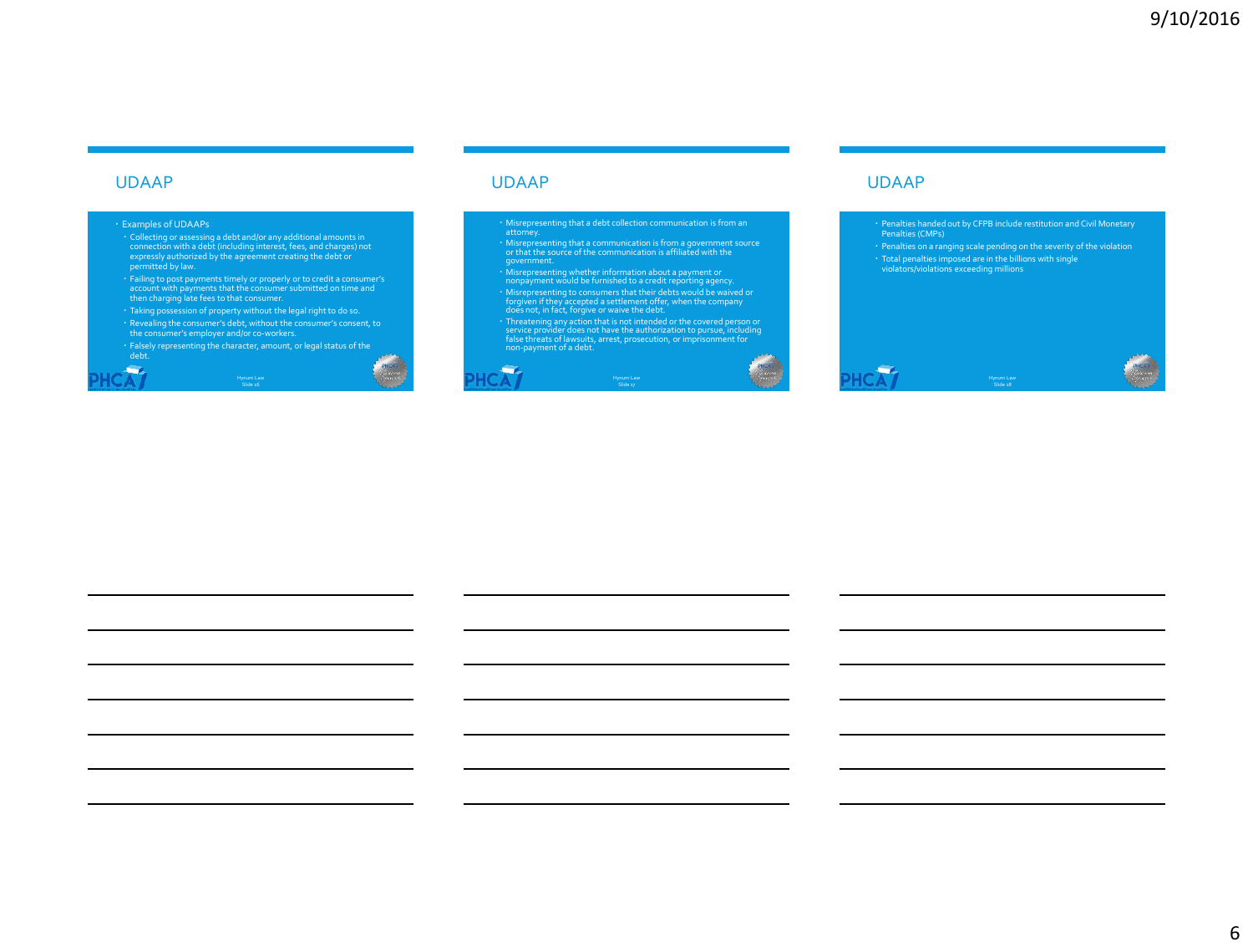## UDAAP

- Examples of UDAAPs
  - Collecting or assessing a debt and/or any additional amounts in connection with a debt (including interest, fees, and charges) not expressly authorized by the agreement creating the debt or permitted by law.
  - Failing to post payments timely or properly or to credit a consumer's account with payments that the consumer submitted on time and then charging late fees to that consumer.
  - Taking possession of property without the legal right to do so.
  - Revealing the consumer's debt, without the consumer's consent, to the consumer's employer and/or co-workers.
  - Falsely representing the character, amount, or legal status of the debt.

Hynum Law
Slide 16

## UDAAP

- Misrepresenting that a debt collection communication is from an attorney.
- Misrepresenting that a communication is from a government source or that the source of the communication is affiliated with the government.
- Misrepresenting whether information about a payment or nonpayment would be furnished to a credit reporting agency.
- Misrepresenting to consumers that their debts would be waived or forgiven if they accepted a settlement offer, when the company does not, in fact, forgive or waive the debt.
- Threatening any action that is not intended or the covered person or service provider does not have the authorization to pursue, including false threats of lawsuits, arrest, prosecution, or imprisonment for non-payment of a debt.

Hynum Law
Slide 17

## UDAAP

- Penalties handed out by CFPB include restitution and Civil Monetary Penalties (CMPs)
- Penalties on a ranging scale pending on the severity of the violation
- Total penalties imposed are in the billions with single violators/violations exceeding millions

Hynum Law
Slide 18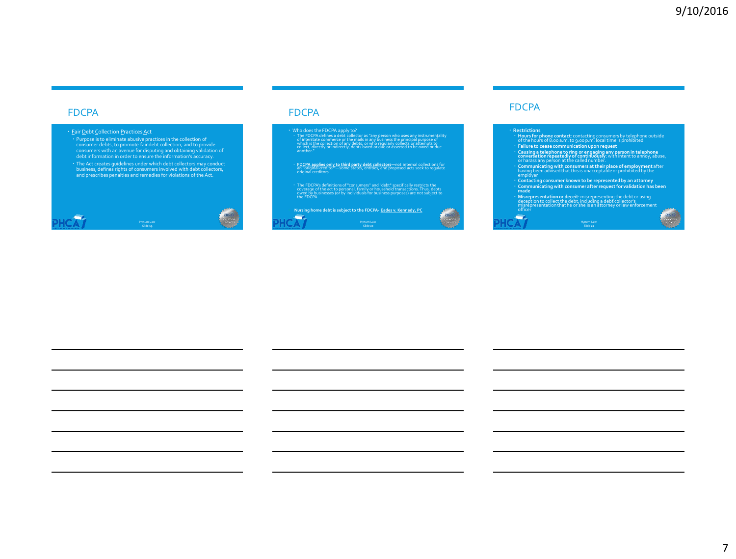## FDCPA

- Fair Debt Collection Practices Act
  - Purpose is to eliminate abusive practices in the collection of consumer debts, to promote fair debt collection, and to provide consumers with an avenue for disputing and obtaining validation of debt information in order to ensure the information's accuracy.
  - The Act creates guidelines under which debt collectors may conduct business, defines rights of consumers involved with debt collectors, and prescribes penalties and remedies for violations of the Act.

Hynum Law
Slide 19

## FDCPA

- Who does the FDCPA apply to?
  - The FDCPA defines a debt collector as "any person who uses any instrumentality of interstate commerce or the mails in any business the principal purpose of which is the collection of any debts, or who regularly collects or attempts to collect, directly or indirectly, debts owed or due or asserted to be owed or due another."
  - **FDCPA applies only to third party debt collectors**—not internal collections for an "original creditor"—some states, entities, and proposed acts seek to regulate original creditors.
  - The FDCPA's definitions of "consumers" and "debt" specifically restricts the coverage of the act to personal, family or household transactions. Thus, debts owed by businesses (or by individuals for business purposes) are not subject to the FDCPA.

**Nursing home debt is subject to the FDCPA- Eades v. Kennedy, PC**

Hynum Law
Slide 20

## FDCPA

- **Restrictions**
  - **Hours for phone contact**: contacting consumers by telephone outside of the hours of 8:00 a.m. to 9:00 p.m. local time is prohibited
  - **Failure to cease communication upon request**
  - **Causing a telephone to ring or engaging any person in telephone conversation repeatedly or continuously**: with intent to annoy, abuse, or harass any person at the called number.
  - **Communicating with consumers at their place of employment** after having been advised that this is unacceptable or prohibited by the employer
  - **Contacting consumer known to be represented by an attorney**
  - **Communicating with consumer after request for validation has been made**
  - **Misrepresentation or deceit**: misrepresenting the debt or using deception to collect the debt, including a debt collector's misrepresentation that he or she is an attorney or law enforcement officer

Hynum Law
Slide 21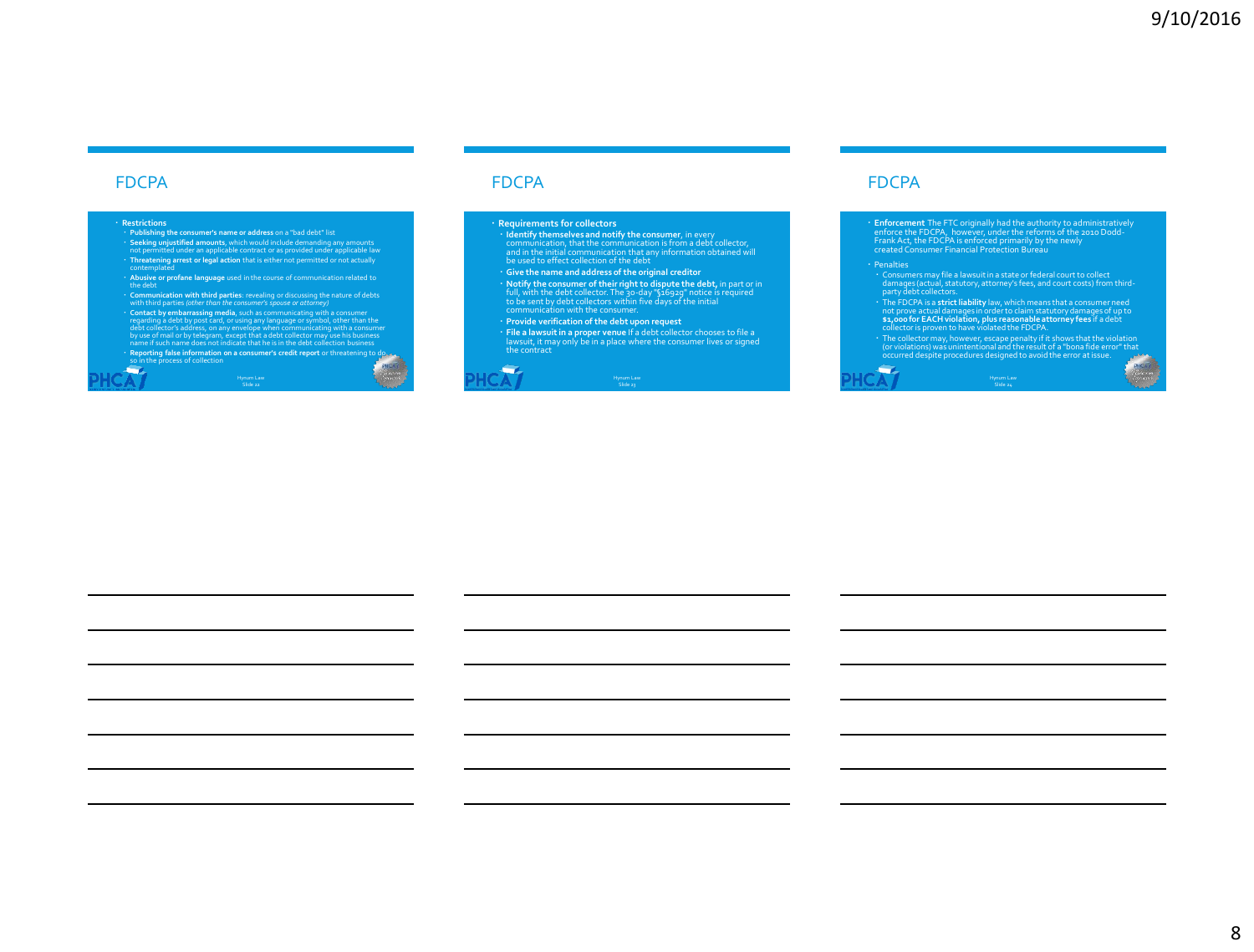## FDCPA

- **Restrictions**
  - **Publishing the consumer's name or address** on a "bad debt" list
  - **Seeking unjustified amounts**, which would include demanding any amounts not permitted under an applicable contract or as provided under applicable law
  - **Threatening arrest or legal action** that is either not permitted or not actually contemplated
  - **Abusive or profane language** used in the course of communication related to the debt
  - **Communication with third parties**: revealing or discussing the nature of debts with third parties *(other than the consumer's spouse or attorney)*
  - **Contact by embarrassing media**, such as communicating with a consumer regarding a debt by post card, or using any language or symbol, other than the debt collector's address, on any envelope when communicating with a consumer by use of mail or by telegram, except that a debt collector may use his business name if such name does not indicate that he is in the debt collection business
  - **Reporting false information on a consumer's credit report** or threatening to do so in the process of collection

Hynum Law
Slide 22

## FDCPA

- **Requirements for collectors**
  - **Identify themselves and notify the consumer**, in every communication, that the communication is from a debt collector, and in the initial communication that any information obtained will be used to effect collection of the debt
  - **Give the name and address of the original creditor**
  - **Notify the consumer of their right to dispute the debt,** in part or in full, with the debt collector. The 30-day "§1692g" notice is required to be sent by debt collectors within five days of the initial communication with the consumer.
  - **Provide verification of the debt upon request**
  - **File a lawsuit in a proper venue** If a debt collector chooses to file a lawsuit, it may only be in a place where the consumer lives or signed the contract

Hynum Law
Slide 23

## FDCPA

- **Enforcement** The FTC originally had the authority to administratively enforce the FDCPA, however, under the reforms of the 2010 Dodd-Frank Act, the FDCPA is enforced primarily by the newly created Consumer Financial Protection Bureau
- Penalties
  - Consumers may file a lawsuit in a state or federal court to collect damages (actual, statutory, attorney's fees, and court costs) from third-party debt collectors.
  - The FDCPA is a **strict liability** law, which means that a consumer need not prove actual damages in order to claim statutory damages of up to **$1,000 for EACH violation, plus reasonable attorney fees** if a debt collector is proven to have violated the FDCPA.
  - The collector may, however, escape penalty if it shows that the violation (or violations) was unintentional and the result of a "bona fide error" that occurred despite procedures designed to avoid the error at issue.

Hynum Law
Slide 24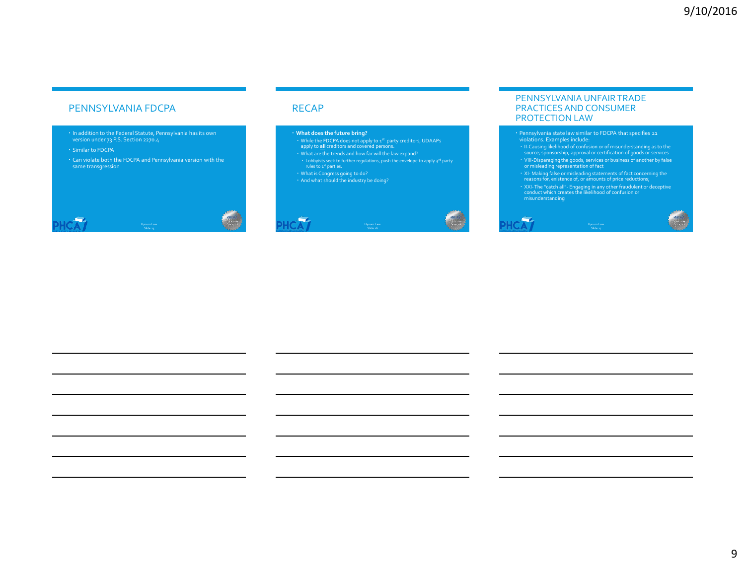## PENNSYLVANIA FDCPA

- In addition to the Federal Statute, Pennsylvania has its own version under 73 P.S. Section 2270.4
- Similar to FDCPA
- Can violate both the FDCPA and Pennsylvania version with the same transgression

Hynum Law
Slide 25

## RECAP

- **What does the future bring?**
  - While the FDCPA does not apply to 1st party creditors, UDAAPs apply to **all** creditors and covered persons.
  - What are the trends and how far will the law expand?
    - Lobbyists seek to further regulations, push the envelope to apply 3rd party rules to 1st parties.
  - What is Congress going to do?
  - And what should the industry be doing?

Hynum Law
Slide 26

## PENNSYLVANIA UNFAIR TRADE PRACTICES AND CONSUMER PROTECTION LAW

- Pennsylvania state law similar to FDCPA that specifies 21 violations. Examples include:
  - II-Causing likelihood of confusion or of misunderstanding as to the source, sponsorship, approval or certification of goods or services
  - VIII-Disparaging the goods, services or business of another by false or misleading representation of fact
  - XI- Making false or misleading statements of fact concerning the reasons for, existence of, or amounts of price reductions;
  - XXI- The "catch all"- Engaging in any other fraudulent or deceptive conduct which creates the likelihood of confusion or misunderstanding

Hynum Law
Slide 27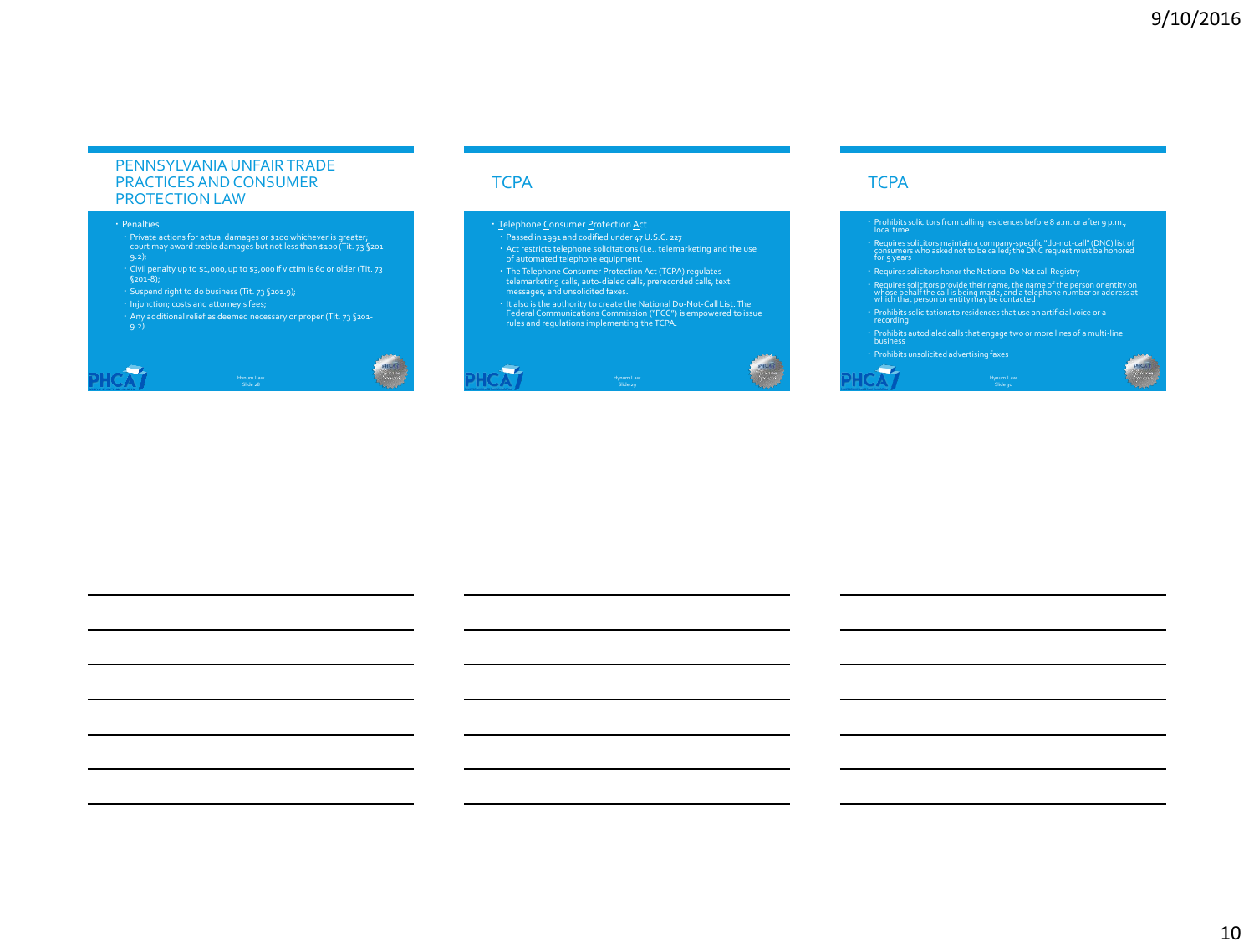## PENNSYLVANIA UNFAIR TRADE PRACTICES AND CONSUMER PROTECTION LAW

- Penalties
  - Private actions for actual damages or $100 whichever is greater; court may award treble damages but not less than $100 (Tit. 73 §201-9.2);
  - Civil penalty up to $1,000, up to $3,000 if victim is 60 or older (Tit. 73 §201-8);
  - Suspend right to do business (Tit. 73 §201.9);
  - Injunction; costs and attorney's fees;
  - Any additional relief as deemed necessary or proper (Tit. 73 §201-9.2)

Hynum Law
Slide 28

## TCPA

- Telephone Consumer Protection Act
  - Passed in 1991 and codified under 47 U.S.C. 227
  - Act restricts telephone solicitations (i.e., telemarketing and the use of automated telephone equipment.
  - The Telephone Consumer Protection Act (TCPA) regulates telemarketing calls, auto-dialed calls, prerecorded calls, text messages, and unsolicited faxes.
  - It also is the authority to create the National Do-Not-Call List. The Federal Communications Commission ("FCC") is empowered to issue rules and regulations implementing the TCPA.

Hynum Law
Slide 29

## TCPA

- Prohibits solicitors from calling residences before 8 a.m. or after 9 p.m., local time
- Requires solicitors maintain a company-specific "do-not-call" (DNC) list of consumers who asked not to be called; the DNC request must be honored for 5 years
- Requires solicitors honor the National Do Not call Registry
- Requires solicitors provide their name, the name of the person or entity on whose behalf the call is being made, and a telephone number or address at which that person or entity may be contacted
- Prohibits solicitations to residences that use an artificial voice or a recording
- Prohibits autodialed calls that engage two or more lines of a multi-line business
- Prohibits unsolicited advertising faxes

Hynum Law
Slide 30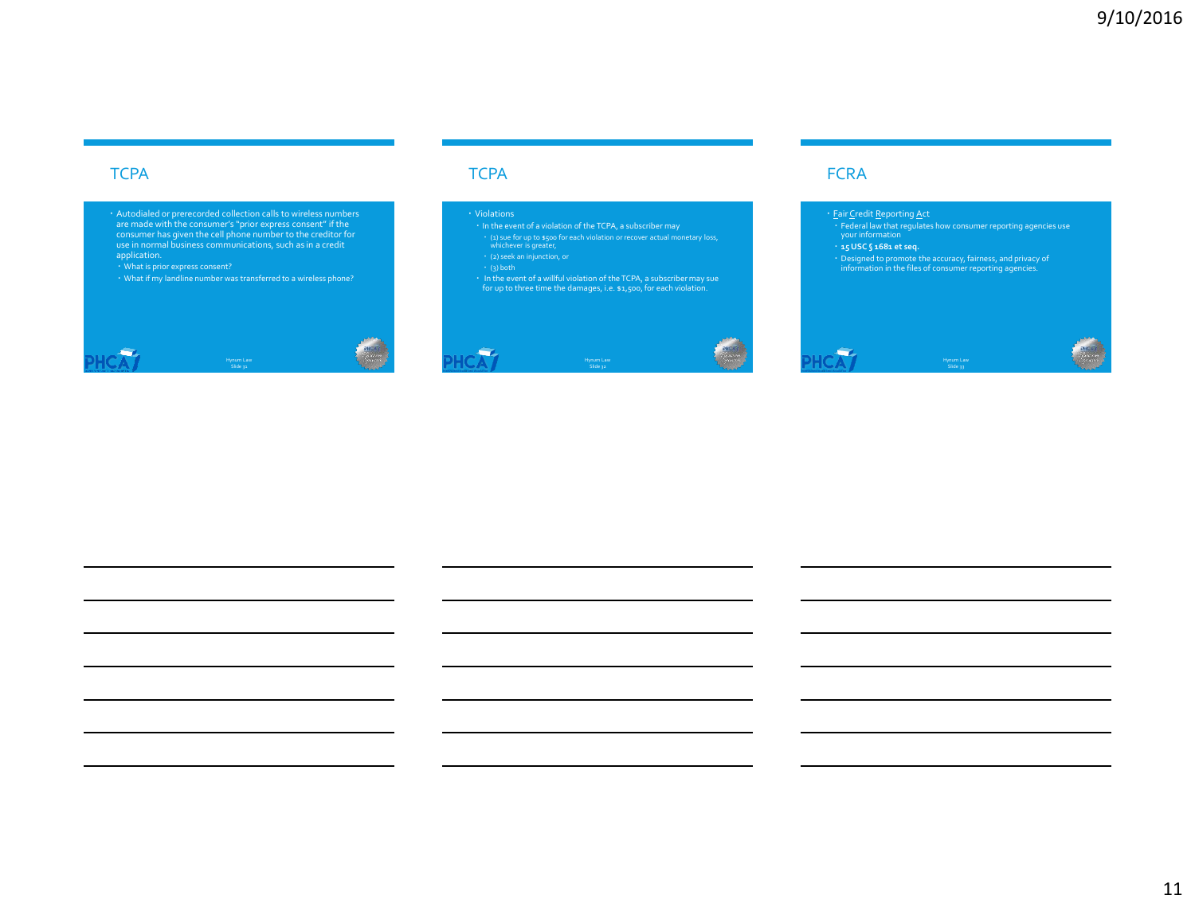## TCPA

- Autodialed or prerecorded collection calls to wireless numbers are made with the consumer's "prior express consent" if the consumer has given the cell phone number to the creditor for use in normal business communications, such as in a credit application.
  - What is prior express consent?
  - What if my landline number was transferred to a wireless phone?

Hynum Law
Slide 31

## TCPA

- Violations
  - In the event of a violation of the TCPA, a subscriber may
    - (1) sue for up to $500 for each violation or recover actual monetary loss, whichever is greater,
    - (2) seek an injunction, or
    - (3) both
  - In the event of a willful violation of the TCPA, a subscriber may sue for up to three time the damages, i.e. $1,500, for each violation.

Hynum Law
Slide 32

## FCRA

- Fair Credit Reporting Act
  - Federal law that regulates how consumer reporting agencies use your information
  - **15 USC § 1681 et seq.**
  - Designed to promote the accuracy, fairness, and privacy of information in the files of consumer reporting agencies.

Hynum Law
Slide 33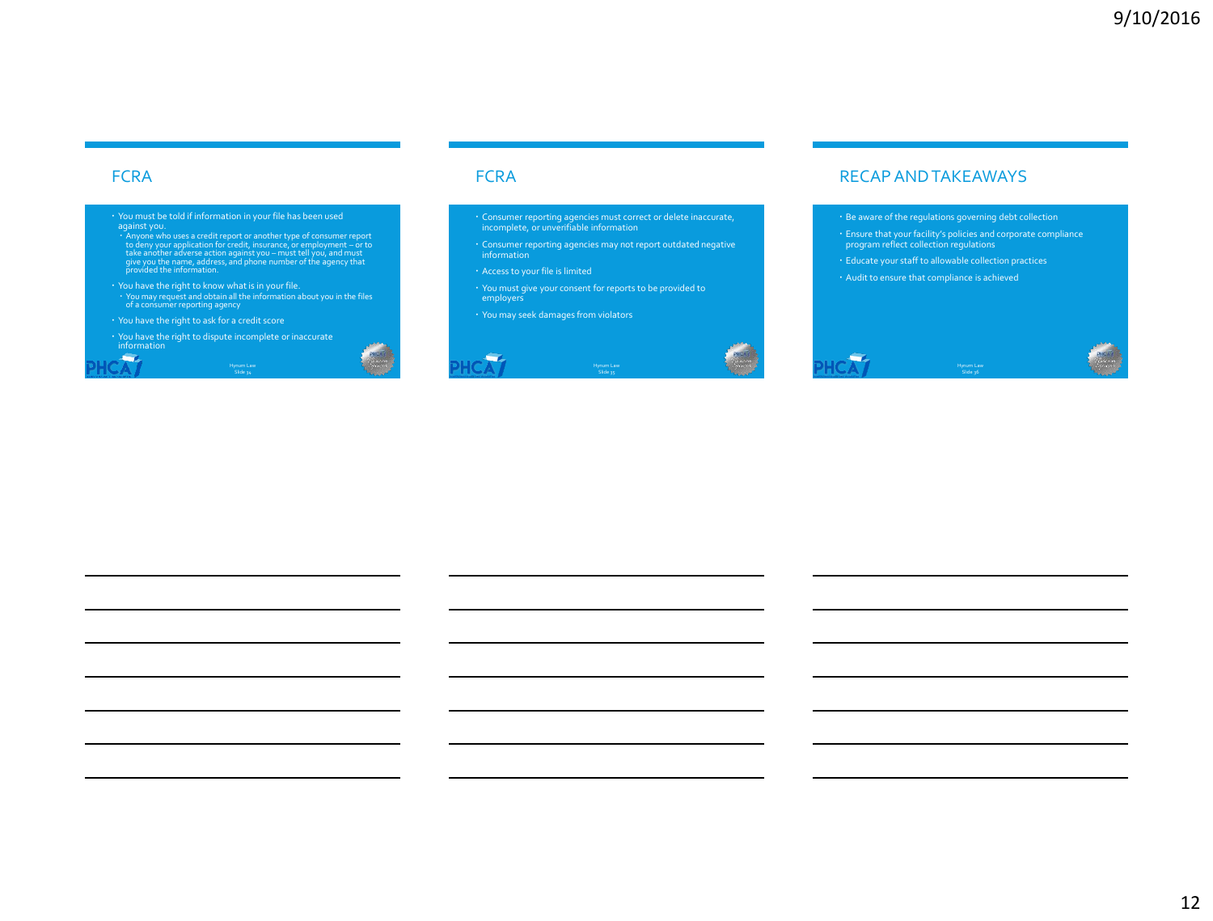## FCRA

- You must be told if information in your file has been used against you.
  - Anyone who uses a credit report or another type of consumer report to deny your application for credit, insurance, or employment – or to take another adverse action against you – must tell you, and must give you the name, address, and phone number of the agency that provided the information.
- You have the right to know what is in your file.
  - You may request and obtain all the information about you in the files of a consumer reporting agency
- You have the right to ask for a credit score
- You have the right to dispute incomplete or inaccurate information

## FCRA

- Consumer reporting agencies must correct or delete inaccurate, incomplete, or unverifiable information
- Consumer reporting agencies may not report outdated negative information
- Access to your file is limited
- You must give your consent for reports to be provided to employers
- You may seek damages from violators

## RECAP AND TAKEAWAYS

- Be aware of the regulations governing debt collection
- Ensure that your facility's policies and corporate compliance program reflect collection regulations
- Educate your staff to allowable collection practices
- Audit to ensure that compliance is achieved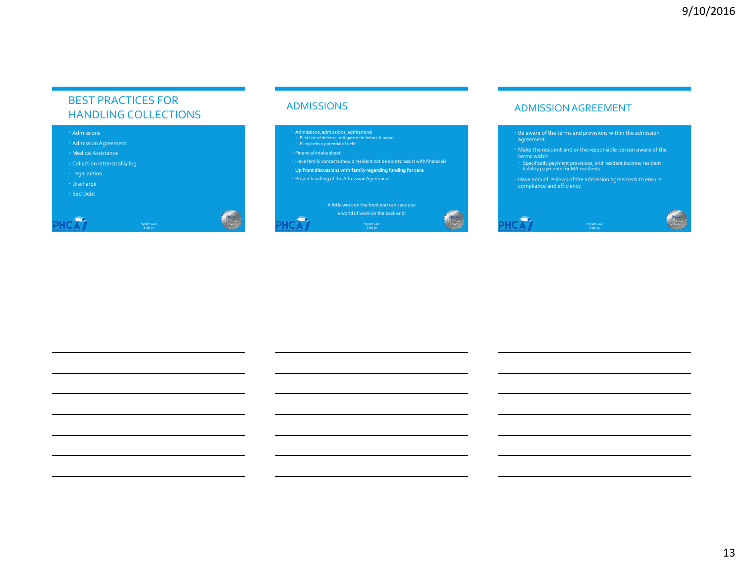## BEST PRACTICES FOR HANDLING COLLECTIONS

- Admissions
- Admission Agreement
- Medical Assistance
- Collection letters/calls/ log
- Legal action
- Discharge
- Bad Debt

Hynum Law
Slide 37

## ADMISSIONS

- Admissions, admissions, admissions!
  - First line of defense, mitigate debt before it occurs
  - Filing beds v potential of debt
- Financial intake sheet
- Have family contacts should resident not be able to assist with financials
- **Up front discussions with family regarding funding for care**
- Proper handling of the Admission Agreement

A little work on the front end can save you a world of work on the back end!

Hynum Law
Slide 38

## ADMISSION AGREEMENT

- Be aware of the terms and provisions within the admission agreement
- Make the resident and or the responsible person aware of the terms within
  - Specifically payment provisions, and resident income/ resident liability payments for MA residents
- Have annual reviews of the admission agreement to ensure compliance and efficiency

Hynum Law
Slide 39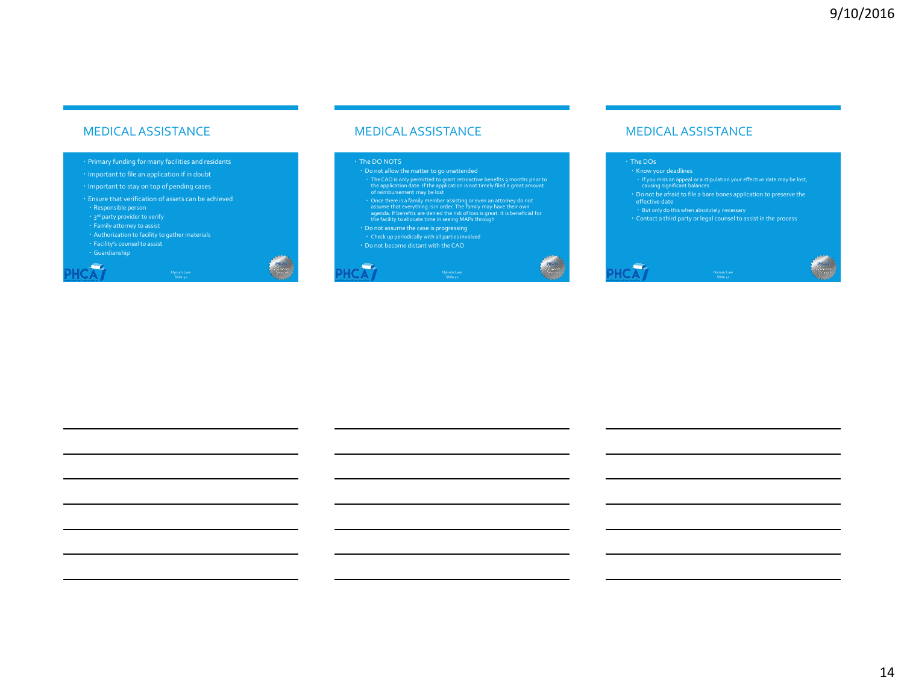## MEDICAL ASSISTANCE

- Primary funding for many facilities and residents
- Important to file an application if in doubt
- Important to stay on top of pending cases
- Ensure that verification of assets can be achieved
  - Responsible person
  - 3rd party provider to verify
  - Family attorney to assist
  - Authorization to facility to gather materials
  - Facility's counsel to assist
  - Guardianship

Hynum Law
Slide 40

## MEDICAL ASSISTANCE

- The DO NOTS
  - Do not allow the matter to go unattended
    - The CAO is only permitted to grant retroactive benefits 3 months prior to the application date. If the application is not timely filed a great amount of reimbursement may be lost
    - Once there is a family member assisting or even an attorney do not assume that everything is in order. The family may have their own agenda. If benefits are denied the risk of loss is great. It is beneficial for the facility to allocate time in seeing MAPs through
  - Do not assume the case is progressing
    - Check up periodically with all parties involved
  - Do not become distant with the CAO

Hynum Law
Slide 41

## MEDICAL ASSISTANCE

- The DOs
  - Know your deadlines
    - If you miss an appeal or a stipulation your effective date may be lost, causing significant balances
  - Do not be afraid to file a bare bones application to preserve the effective date
    - But only do this when absolutely necessary
  - Contact a third party or legal counsel to assist in the process

Hynum Law
Slide 42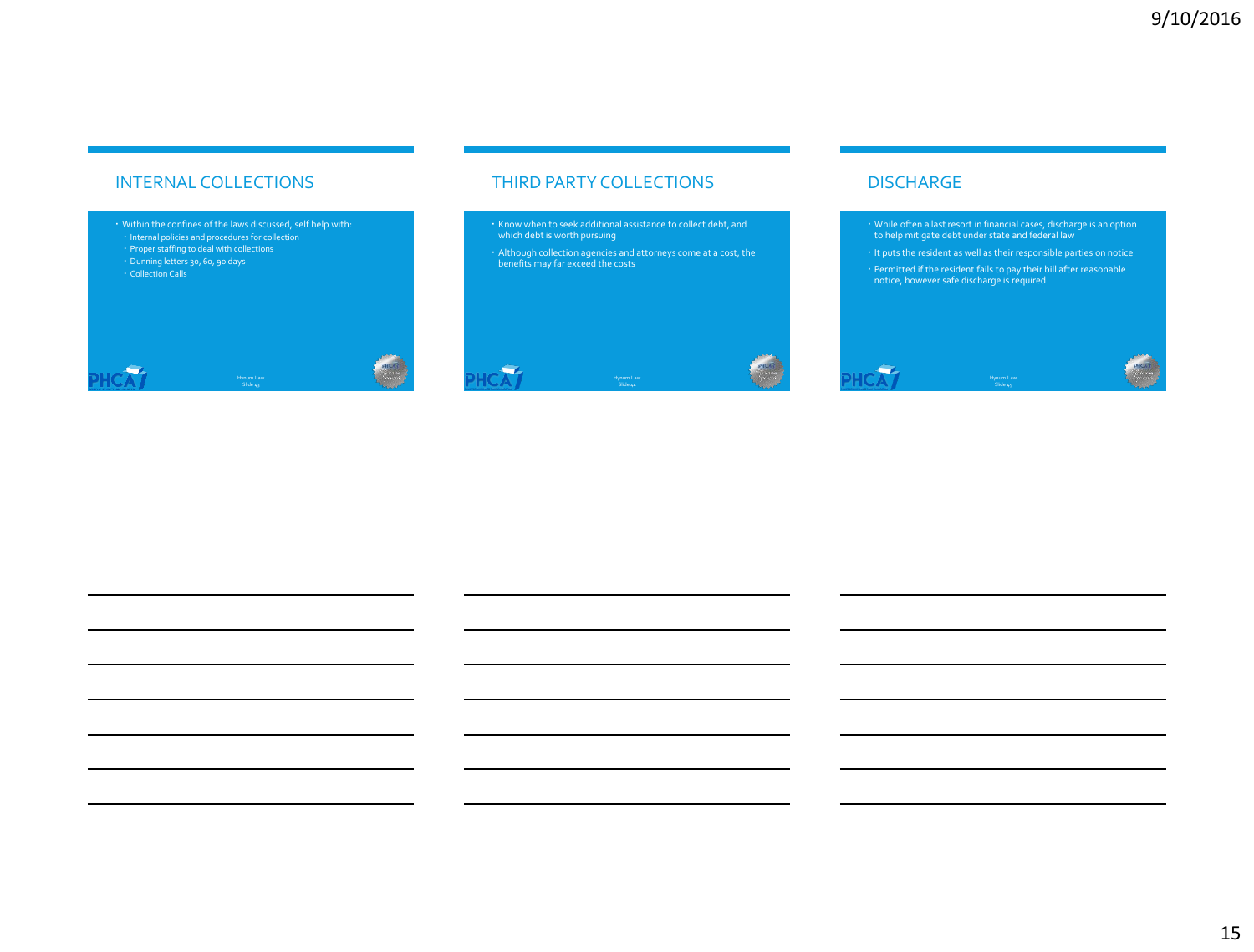## INTERNAL COLLECTIONS

- Within the confines of the laws discussed, self help with:
  - Internal policies and procedures for collection
  - Proper staffing to deal with collections
  - Dunning letters 30, 60, 90 days
  - Collection Calls

Hynum Law
Slide 43

## THIRD PARTY COLLECTIONS

- Know when to seek additional assistance to collect debt, and which debt is worth pursuing
- Although collection agencies and attorneys come at a cost, the benefits may far exceed the costs

Hynum Law
Slide 44

## DISCHARGE

- While often a last resort in financial cases, discharge is an option to help mitigate debt under state and federal law
- It puts the resident as well as their responsible parties on notice
- Permitted if the resident fails to pay their bill after reasonable notice, however safe discharge is required

Hynum Law
Slide 45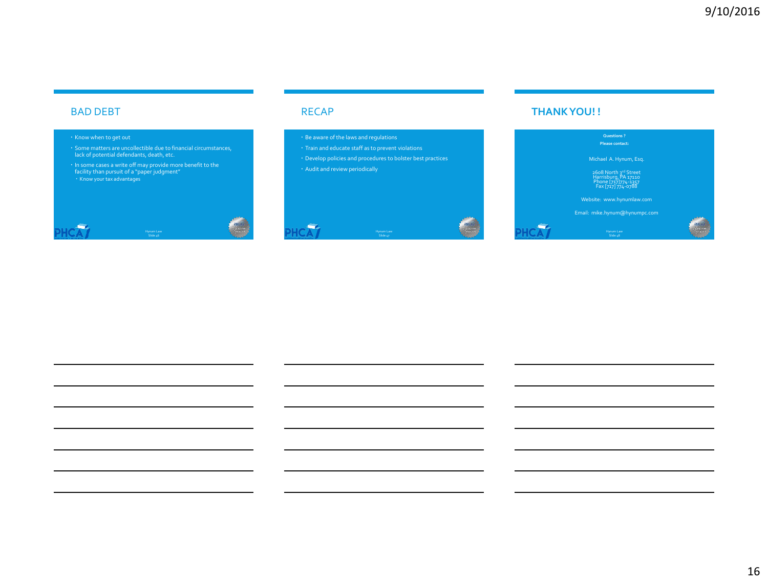## BAD DEBT

- Know when to get out
- Some matters are uncollectible due to financial circumstances, lack of potential defendants, death, etc.
- In some cases a write off may provide more benefit to the facility than pursuit of a "paper judgment"
  - Know your tax advantages

## RECAP

- Be aware of the laws and regulations
- Train and educate staff as to prevent violations
- Develop policies and procedures to bolster best practices
- Audit and review periodically

## THANK YOU! !

**Questions ?**
**Please contact:**

Michael A. Hynum, Esq.

2608 North 3rd Street
Harrisburg, PA 17110
Phone [717]774-1357
Fax [717] 774-0788

Website: www.hynumlaw.com

Email: mike.hynum@hynumpc.com